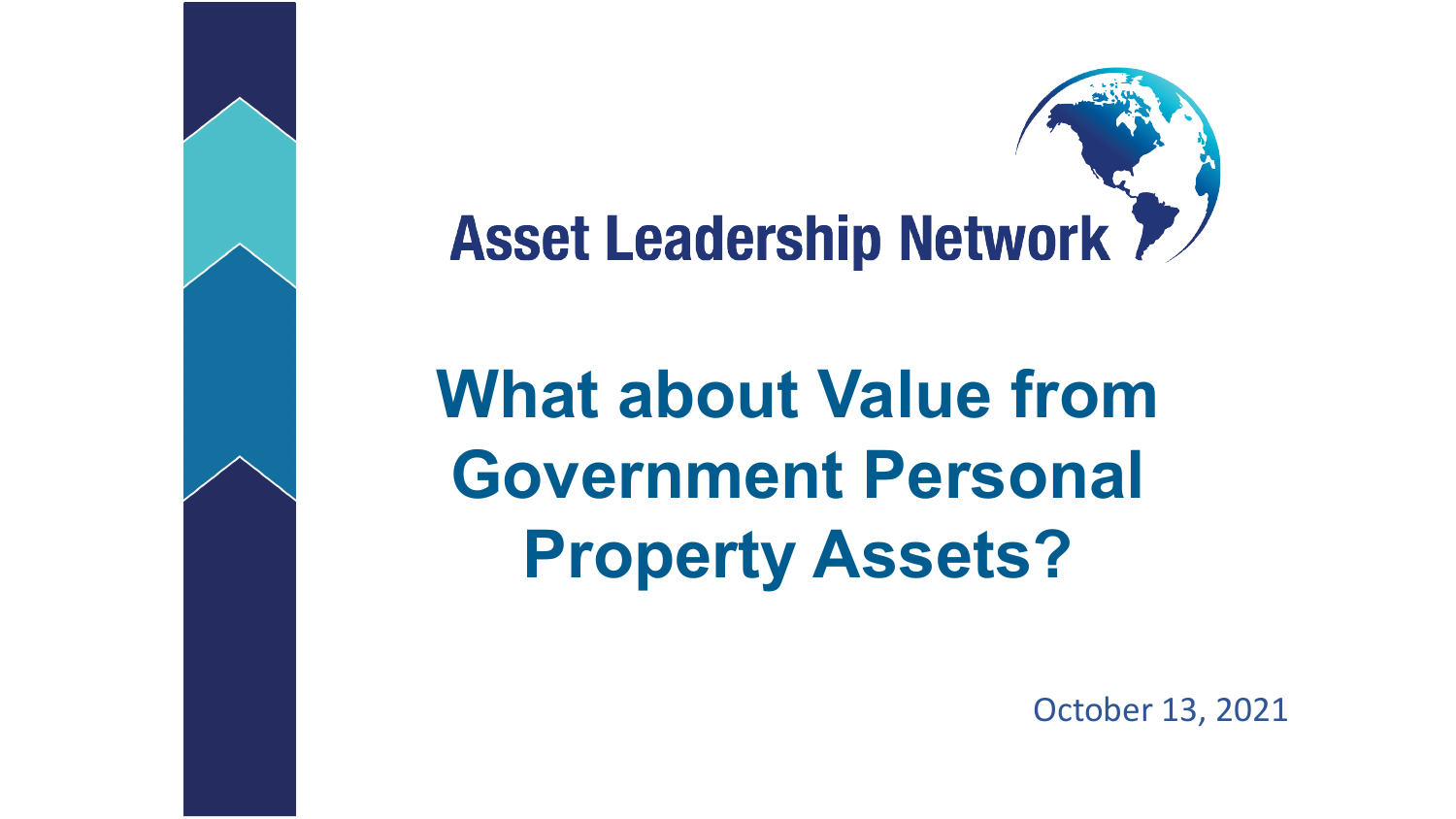Asset Leadership Network

# What about Value from Government Personal Property Assets?

October 13, 2021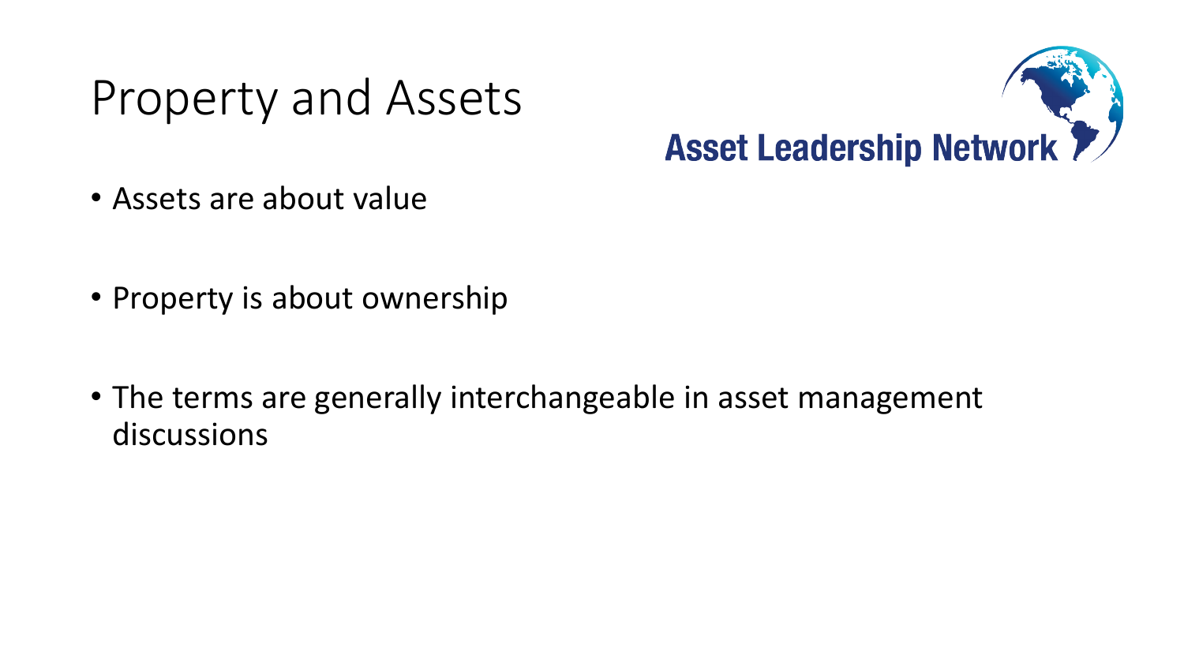# Property and Assets

Asset Leadership Network

- Assets are about value
- Property is about ownership
- The terms are generally interchangeable in asset management discussions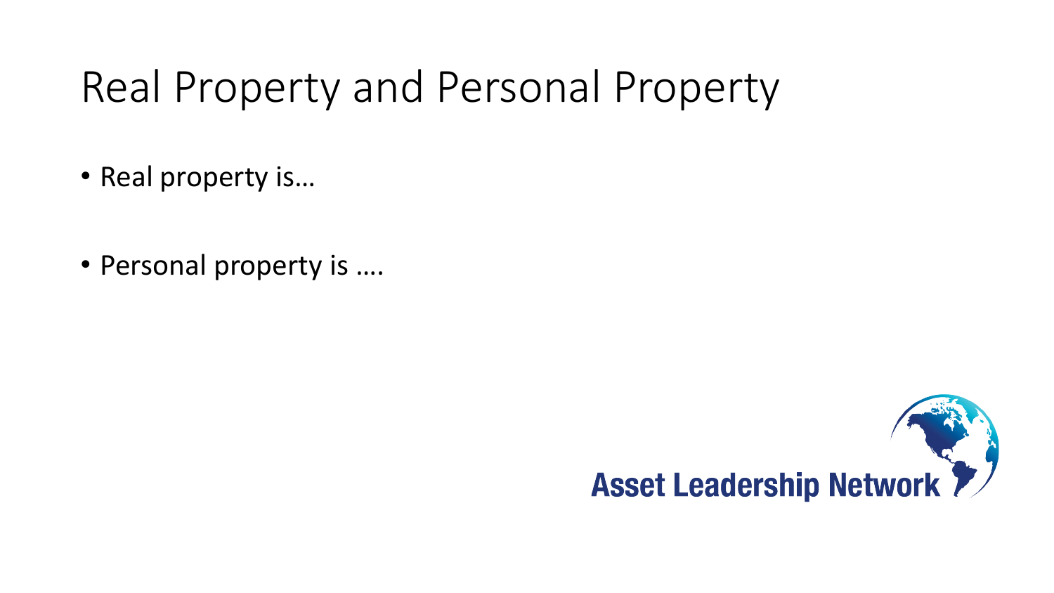# Real Property and Personal Property

- Real property is…
- Personal property is ….

Asset Leadership Network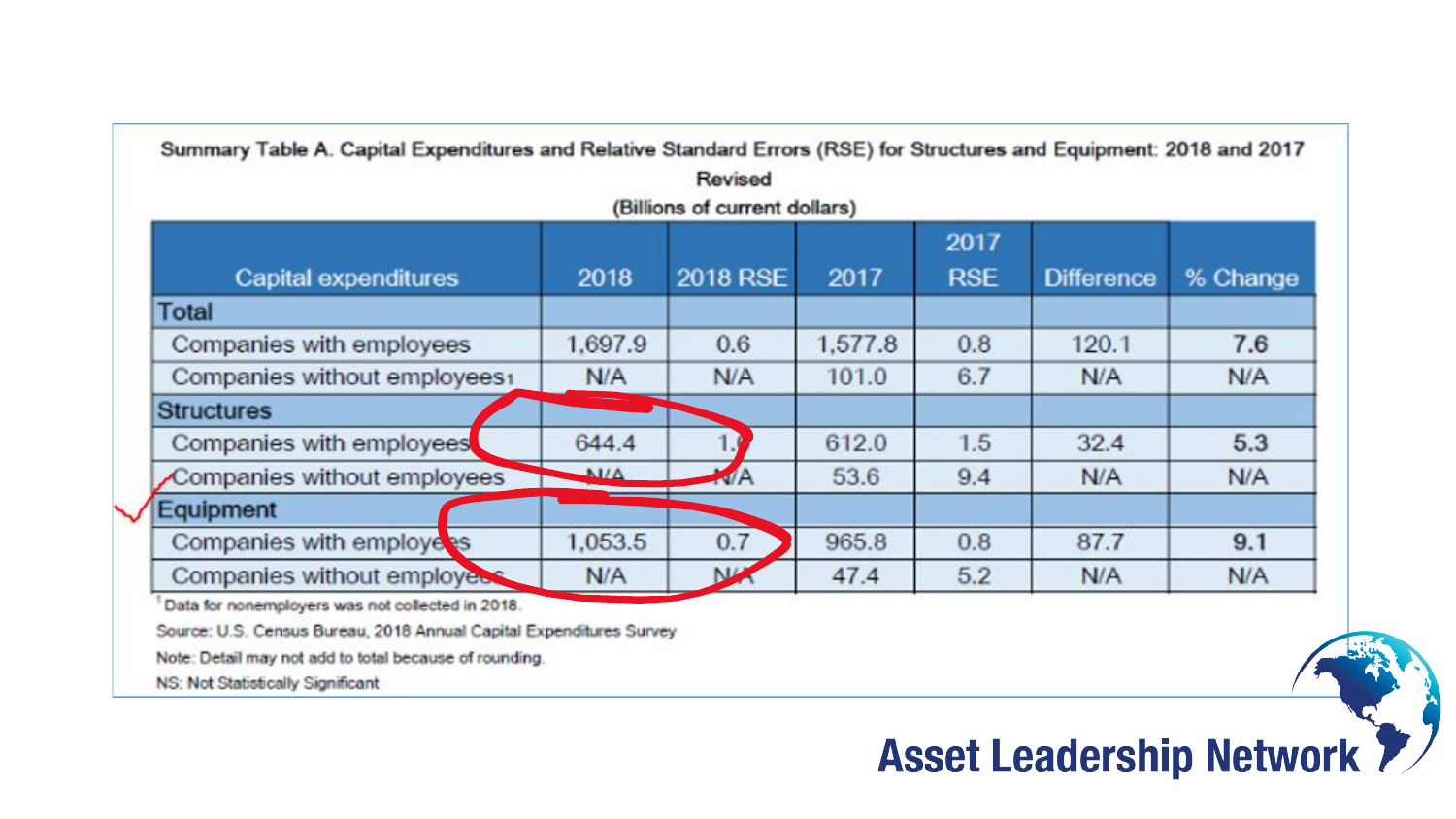Summary Table A. Capital Expenditures and Relative Standard Errors (RSE) for Structures and Equipment: 2018 and 2017

Revised

(Billions of current dollars)

| Capital expenditures | 2018 | 2018 RSE | 2017 | 2017 RSE | Difference | % Change |
|---|---|---|---|---|---|---|
| **Total** | | | | | | |
| Companies with employees | 1,697.9 | 0.6 | 1,577.8 | 0.8 | 120.1 | **7.6** |
| Companies without employees[1] | N/A | N/A | 101.0 | 6.7 | N/A | N/A |
| **Structures** | | | | | | |
| Companies with employees | 644.4 | 1.0 | 612.0 | 1.5 | 32.4 | **5.3** |
| Companies without employees | N/A | N/A | 53.6 | 9.4 | N/A | N/A |
| **Equipment** | | | | | | |
| Companies with employees | 1,053.5 | 0.7 | 965.8 | 0.8 | 87.7 | **9.1** |
| Companies without employees | N/A | N/A | 47.4 | 5.2 | N/A | N/A |

[1] Data for nonemployers was not collected in 2018.

Source: U.S. Census Bureau, 2018 Annual Capital Expenditures Survey

Note: Detail may not add to total because of rounding.

NS: Not Statistically Significant

Asset Leadership Network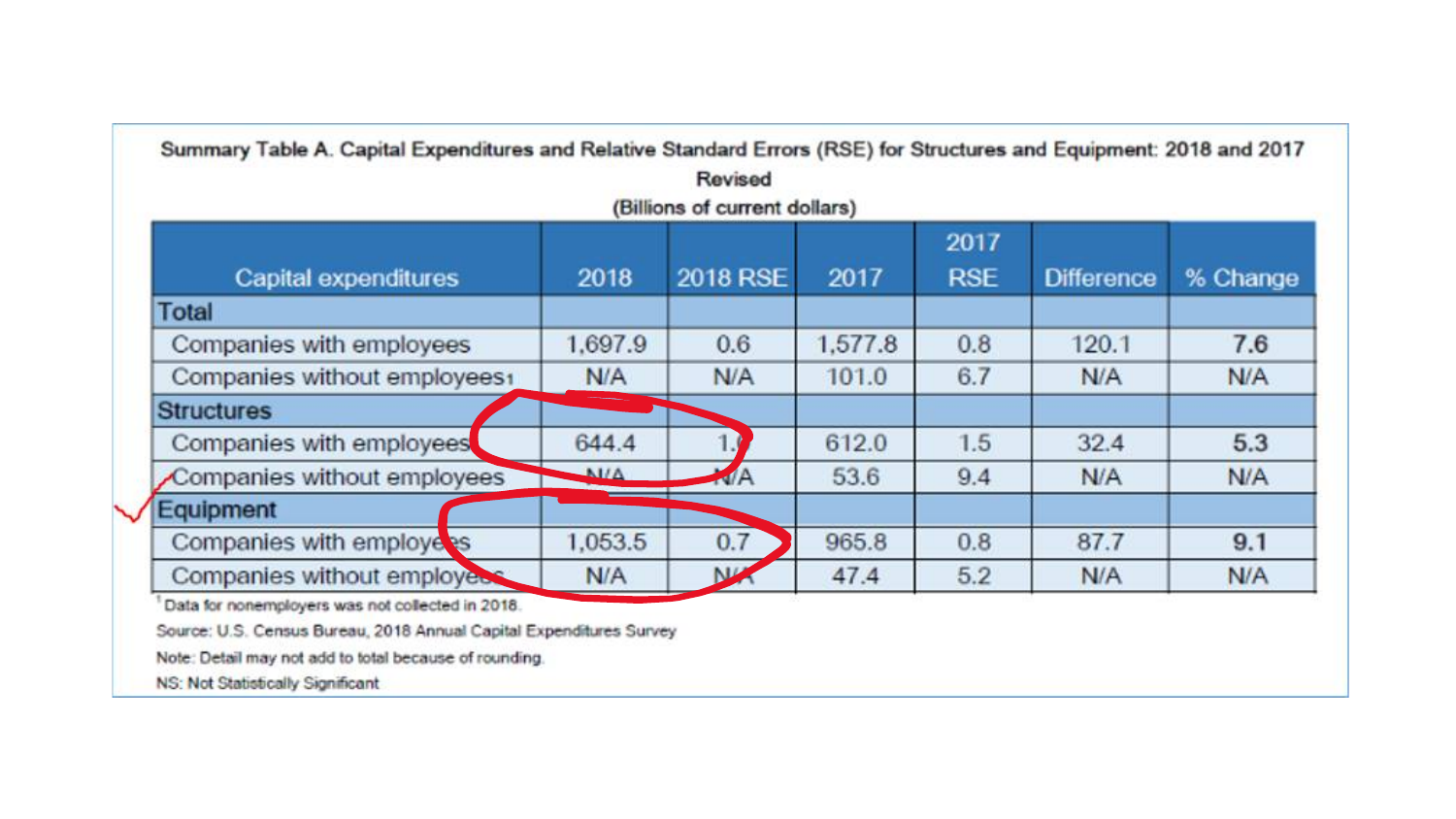Summary Table A. Capital Expenditures and Relative Standard Errors (RSE) for Structures and Equipment: 2018 and 2017

Revised

(Billions of current dollars)

| Capital expenditures | 2018 | 2018 RSE | 2017 | 2017 RSE | Difference | % Change |
|---|---|---|---|---|---|---|
| **Total** | | | | | | |
| Companies with employees | 1,697.9 | 0.6 | 1,577.8 | 0.8 | 120.1 | 7.6 |
| Companies without employees[1] | N/A | N/A | 101.0 | 6.7 | N/A | N/A |
| **Structures** | | | | | | |
| Companies with employees | 644.4 | 1.0 | 612.0 | 1.5 | 32.4 | 5.3 |
| Companies without employees | N/A | N/A | 53.6 | 9.4 | N/A | N/A |
| **Equipment** | | | | | | |
| Companies with employees | 1,053.5 | 0.7 | 965.8 | 0.8 | 87.7 | 9.1 |
| Companies without employees | N/A | N/A | 47.4 | 5.2 | N/A | N/A |

[1] Data for nonemployers was not collected in 2018.

Source: U.S. Census Bureau, 2018 Annual Capital Expenditures Survey

Note: Detail may not add to total because of rounding.

NS: Not Statistically Significant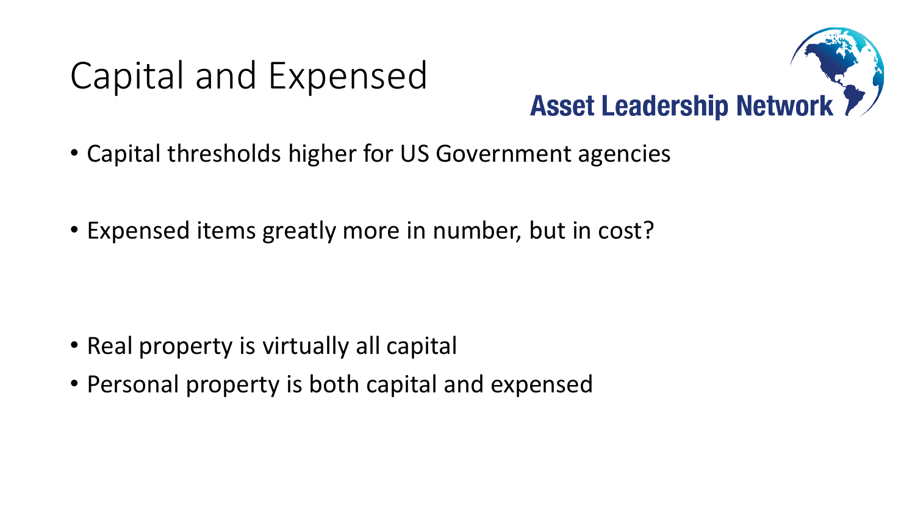# Capital and Expensed

Asset Leadership Network

- Capital thresholds higher for US Government agencies
- Expensed items greatly more in number, but in cost?

- Real property is virtually all capital
- Personal property is both capital and expensed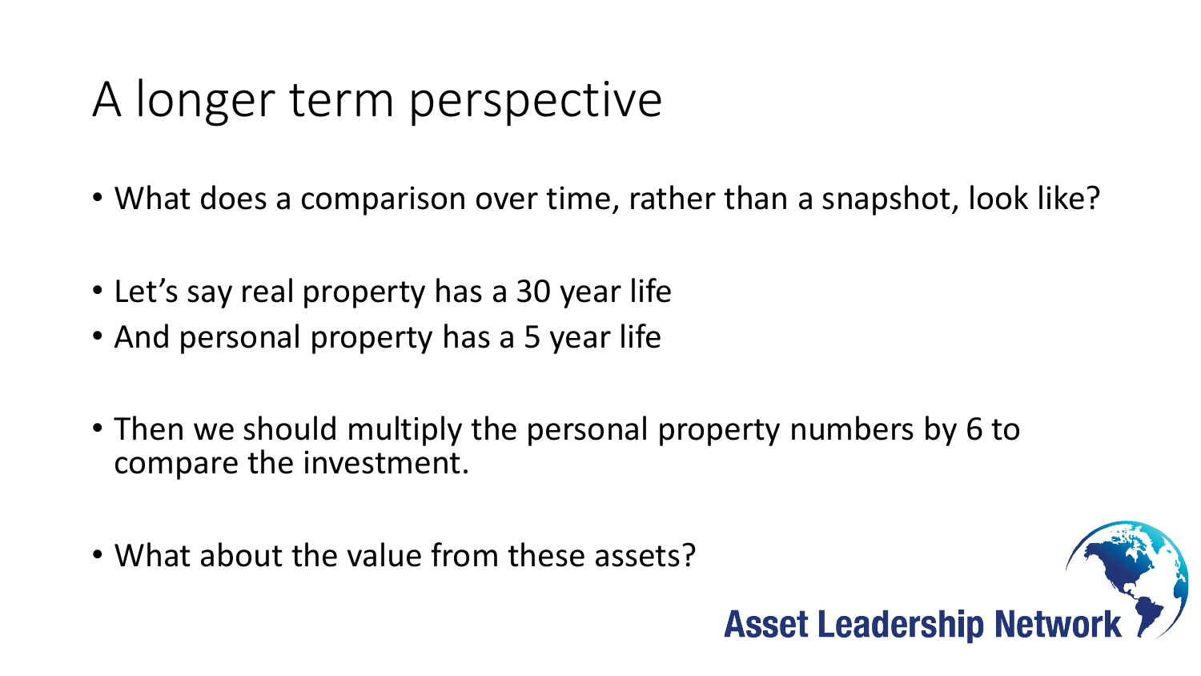# A longer term perspective

- What does a comparison over time, rather than a snapshot, look like?

- Let's say real property has a 30 year life
- And personal property has a 5 year life

- Then we should multiply the personal property numbers by 6 to compare the investment.

- What about the value from these assets?

Asset Leadership Network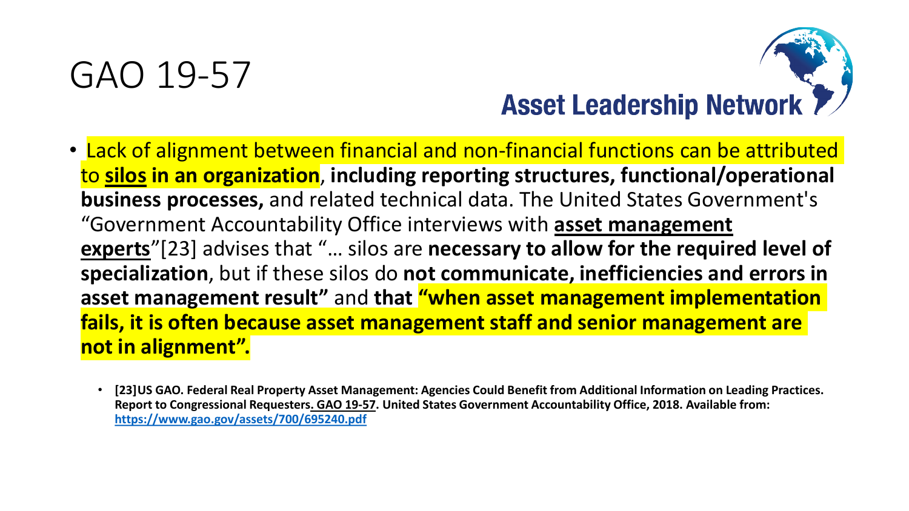# GAO 19-57

Asset Leadership Network

- Lack of alignment between financial and non-financial functions can be attributed to **silos in an organization**, **including reporting structures, functional/operational business processes,** and related technical data. The United States Government's "Government Accountability Office interviews with **asset management experts**"[23] advises that "… silos are **necessary to allow for the required level of specialization**, but if these silos do **not communicate, inefficiencies and errors in asset management result"** and **that "when asset management implementation fails, it is often because asset management staff and senior management are not in alignment".**

  - **[23]US GAO. Federal Real Property Asset Management: Agencies Could Benefit from Additional Information on Leading Practices. Report to Congressional Requesters. GAO 19-57. United States Government Accountability Office, 2018. Available from: https://www.gao.gov/assets/700/695240.pdf**